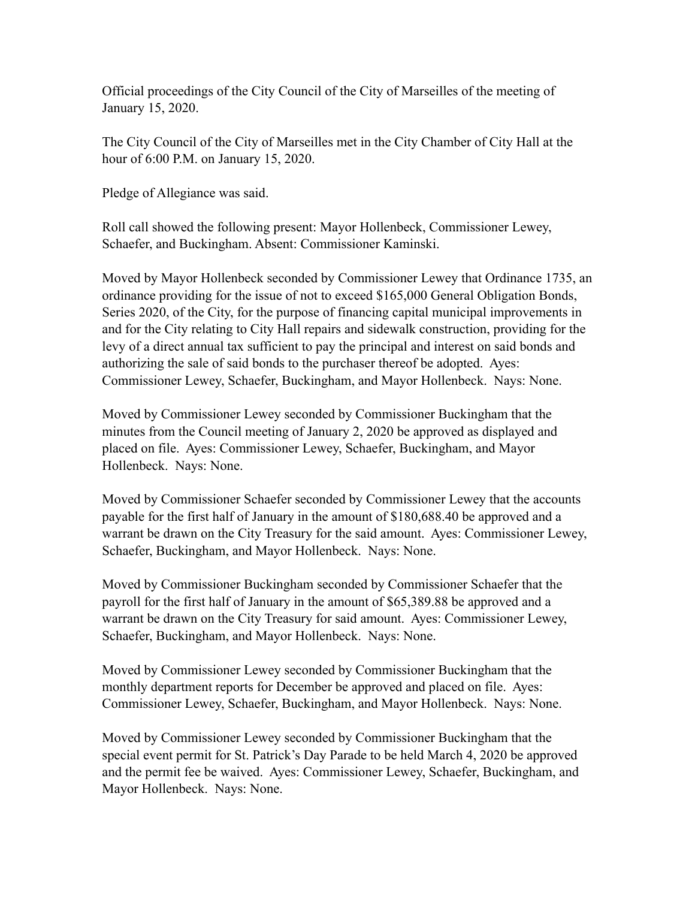Official proceedings of the City Council of the City of Marseilles of the meeting of January 15, 2020.

The City Council of the City of Marseilles met in the City Chamber of City Hall at the hour of 6:00 P.M. on January 15, 2020.

Pledge of Allegiance was said.

Roll call showed the following present: Mayor Hollenbeck, Commissioner Lewey, Schaefer, and Buckingham. Absent: Commissioner Kaminski.

Moved by Mayor Hollenbeck seconded by Commissioner Lewey that Ordinance 1735, an ordinance providing for the issue of not to exceed $165,000 General Obligation Bonds, Series 2020, of the City, for the purpose of financing capital municipal improvements in and for the City relating to City Hall repairs and sidewalk construction, providing for the levy of a direct annual tax sufficient to pay the principal and interest on said bonds and authorizing the sale of said bonds to the purchaser thereof be adopted. Ayes: Commissioner Lewey, Schaefer, Buckingham, and Mayor Hollenbeck. Nays: None.

Moved by Commissioner Lewey seconded by Commissioner Buckingham that the minutes from the Council meeting of January 2, 2020 be approved as displayed and placed on file. Ayes: Commissioner Lewey, Schaefer, Buckingham, and Mayor Hollenbeck. Nays: None.

Moved by Commissioner Schaefer seconded by Commissioner Lewey that the accounts payable for the first half of January in the amount of $180,688.40 be approved and a warrant be drawn on the City Treasury for the said amount. Ayes: Commissioner Lewey, Schaefer, Buckingham, and Mayor Hollenbeck. Nays: None.

Moved by Commissioner Buckingham seconded by Commissioner Schaefer that the payroll for the first half of January in the amount of $65,389.88 be approved and a warrant be drawn on the City Treasury for said amount. Ayes: Commissioner Lewey, Schaefer, Buckingham, and Mayor Hollenbeck. Nays: None.

Moved by Commissioner Lewey seconded by Commissioner Buckingham that the monthly department reports for December be approved and placed on file. Ayes: Commissioner Lewey, Schaefer, Buckingham, and Mayor Hollenbeck. Nays: None.

Moved by Commissioner Lewey seconded by Commissioner Buckingham that the special event permit for St. Patrick's Day Parade to be held March 4, 2020 be approved and the permit fee be waived. Ayes: Commissioner Lewey, Schaefer, Buckingham, and Mayor Hollenbeck. Nays: None.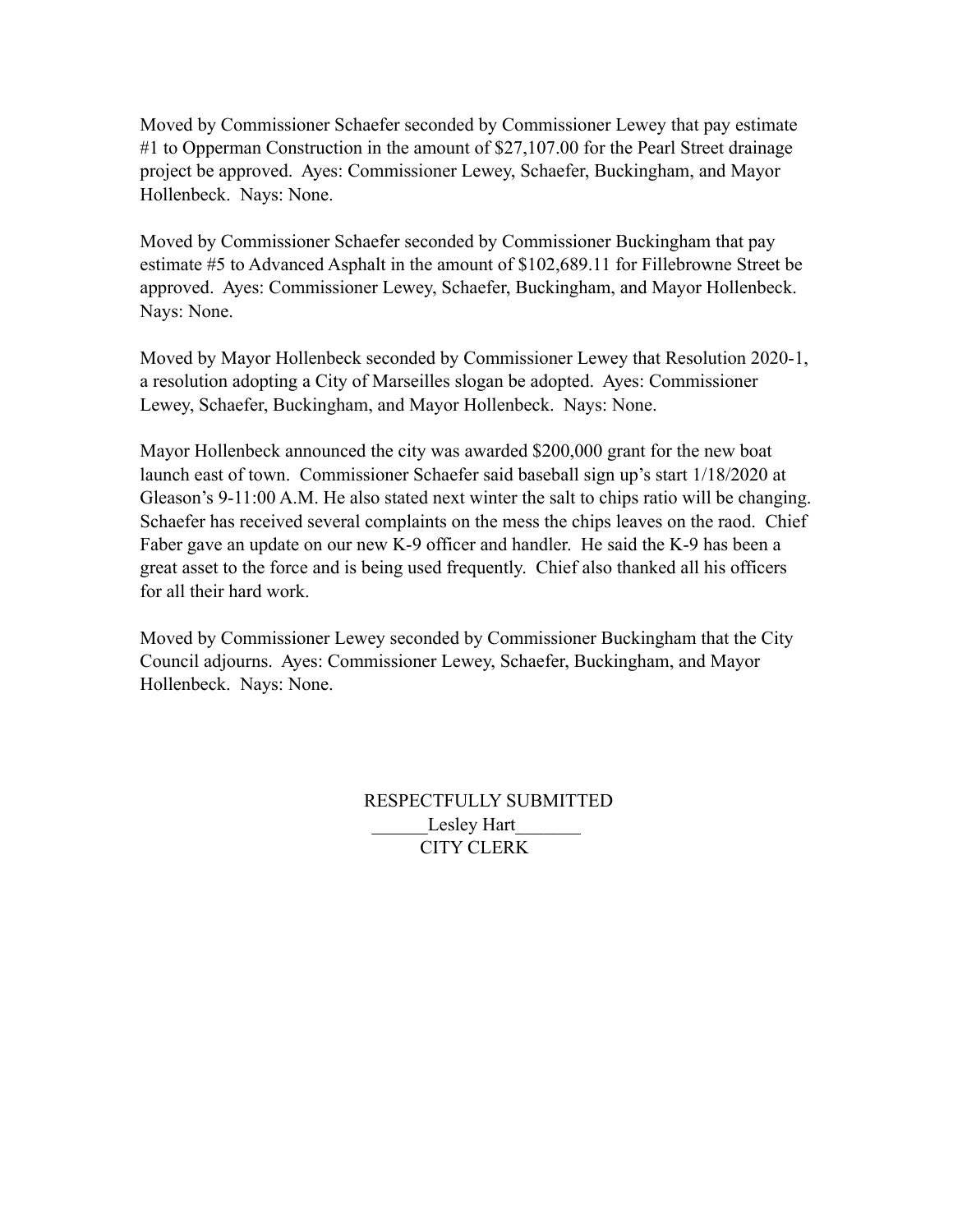Moved by Commissioner Schaefer seconded by Commissioner Lewey that pay estimate #1 to Opperman Construction in the amount of $27,107.00 for the Pearl Street drainage project be approved. Ayes: Commissioner Lewey, Schaefer, Buckingham, and Mayor Hollenbeck. Nays: None.

Moved by Commissioner Schaefer seconded by Commissioner Buckingham that pay estimate #5 to Advanced Asphalt in the amount of $102,689.11 for Fillebrowne Street be approved. Ayes: Commissioner Lewey, Schaefer, Buckingham, and Mayor Hollenbeck. Nays: None.

Moved by Mayor Hollenbeck seconded by Commissioner Lewey that Resolution 2020-1, a resolution adopting a City of Marseilles slogan be adopted. Ayes: Commissioner Lewey, Schaefer, Buckingham, and Mayor Hollenbeck. Nays: None.

Mayor Hollenbeck announced the city was awarded $200,000 grant for the new boat launch east of town. Commissioner Schaefer said baseball sign up's start 1/18/2020 at Gleason's 9-11:00 A.M. He also stated next winter the salt to chips ratio will be changing. Schaefer has received several complaints on the mess the chips leaves on the raod. Chief Faber gave an update on our new K-9 officer and handler. He said the K-9 has been a great asset to the force and is being used frequently. Chief also thanked all his officers for all their hard work.

Moved by Commissioner Lewey seconded by Commissioner Buckingham that the City Council adjourns. Ayes: Commissioner Lewey, Schaefer, Buckingham, and Mayor Hollenbeck. Nays: None.

RESPECTFULLY SUBMITTED
______Lesley Hart_______
CITY CLERK